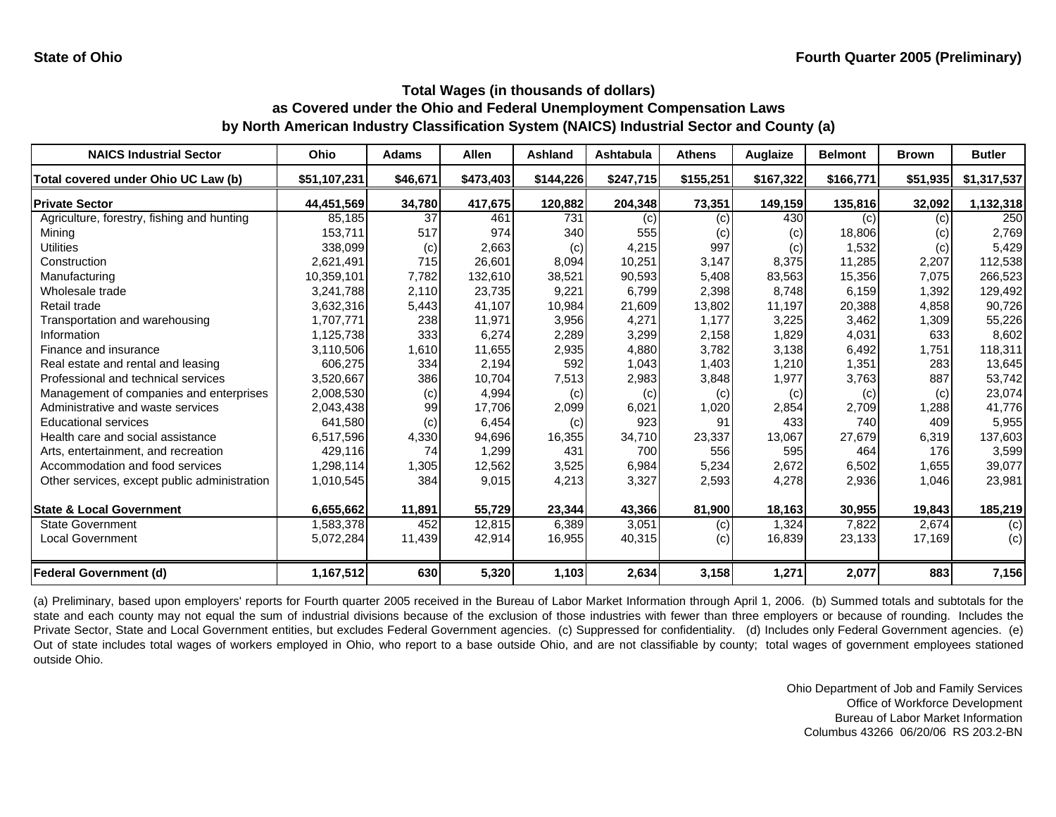State of Ohio

Fourth Quarter 2005 (Preliminary)

## Total Wages (in thousands of dollars)
## as Covered under the Ohio and Federal Unemployment Compensation Laws
## by North American Industry Classification System (NAICS) Industrial Sector and County (a)

| NAICS Industrial Sector | Ohio | Adams | Allen | Ashland | Ashtabula | Athens | Auglaize | Belmont | Brown | Butler |
|---|---|---|---|---|---|---|---|---|---|---|
| **Total covered under Ohio UC Law (b)** | **$51,107,231** | **$46,671** | **$473,403** | **$144,226** | **$247,715** | **$155,251** | **$167,322** | **$166,771** | **$51,935** | **$1,317,537** |
| **Private Sector** | **44,451,569** | **34,780** | **417,675** | **120,882** | **204,348** | **73,351** | **149,159** | **135,816** | **32,092** | **1,132,318** |
| Agriculture, forestry, fishing and hunting | 85,185 | 37 | 461 | 731 | (c) | (c) | 430 | (c) | (c) | 250 |
| Mining | 153,711 | 517 | 974 | 340 | 555 | (c) | (c) | 18,806 | (c) | 2,769 |
| Utilities | 338,099 | (c) | 2,663 | (c) | 4,215 | 997 | (c) | 1,532 | (c) | 5,429 |
| Construction | 2,621,491 | 715 | 26,601 | 8,094 | 10,251 | 3,147 | 8,375 | 11,285 | 2,207 | 112,538 |
| Manufacturing | 10,359,101 | 7,782 | 132,610 | 38,521 | 90,593 | 5,408 | 83,563 | 15,356 | 7,075 | 266,523 |
| Wholesale trade | 3,241,788 | 2,110 | 23,735 | 9,221 | 6,799 | 2,398 | 8,748 | 6,159 | 1,392 | 129,492 |
| Retail trade | 3,632,316 | 5,443 | 41,107 | 10,984 | 21,609 | 13,802 | 11,197 | 20,388 | 4,858 | 90,726 |
| Transportation and warehousing | 1,707,771 | 238 | 11,971 | 3,956 | 4,271 | 1,177 | 3,225 | 3,462 | 1,309 | 55,226 |
| Information | 1,125,738 | 333 | 6,274 | 2,289 | 3,299 | 2,158 | 1,829 | 4,031 | 633 | 8,602 |
| Finance and insurance | 3,110,506 | 1,610 | 11,655 | 2,935 | 4,880 | 3,782 | 3,138 | 6,492 | 1,751 | 118,311 |
| Real estate and rental and leasing | 606,275 | 334 | 2,194 | 592 | 1,043 | 1,403 | 1,210 | 1,351 | 283 | 13,645 |
| Professional and technical services | 3,520,667 | 386 | 10,704 | 7,513 | 2,983 | 3,848 | 1,977 | 3,763 | 887 | 53,742 |
| Management of companies and enterprises | 2,008,530 | (c) | 4,994 | (c) | (c) | (c) | (c) | (c) | (c) | 23,074 |
| Administrative and waste services | 2,043,438 | 99 | 17,706 | 2,099 | 6,021 | 1,020 | 2,854 | 2,709 | 1,288 | 41,776 |
| Educational services | 641,580 | (c) | 6,454 | (c) | 923 | 91 | 433 | 740 | 409 | 5,955 |
| Health care and social assistance | 6,517,596 | 4,330 | 94,696 | 16,355 | 34,710 | 23,337 | 13,067 | 27,679 | 6,319 | 137,603 |
| Arts, entertainment, and recreation | 429,116 | 74 | 1,299 | 431 | 700 | 556 | 595 | 464 | 176 | 3,599 |
| Accommodation and food services | 1,298,114 | 1,305 | 12,562 | 3,525 | 6,984 | 5,234 | 2,672 | 6,502 | 1,655 | 39,077 |
| Other services, except public administration | 1,010,545 | 384 | 9,015 | 4,213 | 3,327 | 2,593 | 4,278 | 2,936 | 1,046 | 23,981 |
| **State & Local Government** | **6,655,662** | **11,891** | **55,729** | **23,344** | **43,366** | **81,900** | **18,163** | **30,955** | **19,843** | **185,219** |
| State Government | 1,583,378 | 452 | 12,815 | 6,389 | 3,051 | (c) | 1,324 | 7,822 | 2,674 | (c) |
| Local Government | 5,072,284 | 11,439 | 42,914 | 16,955 | 40,315 | (c) | 16,839 | 23,133 | 17,169 | (c) |
| **Federal Government (d)** | **1,167,512** | **630** | **5,320** | **1,103** | **2,634** | **3,158** | **1,271** | **2,077** | **883** | **7,156** |

(a) Preliminary, based upon employers' reports for Fourth quarter 2005 received in the Bureau of Labor Market Information through April 1, 2006. (b) Summed totals and subtotals for the state and each county may not equal the sum of industrial divisions because of the exclusion of those industries with fewer than three employers or because of rounding. Includes the Private Sector, State and Local Government entities, but excludes Federal Government agencies. (c) Suppressed for confidentiality. (d) Includes only Federal Government agencies. (e) Out of state includes total wages of workers employed in Ohio, who report to a base outside Ohio, and are not classifiable by county; total wages of government employees stationed outside Ohio.

Ohio Department of Job and Family Services
Office of Workforce Development
Bureau of Labor Market Information
Columbus 43266 06/20/06 RS 203.2-BN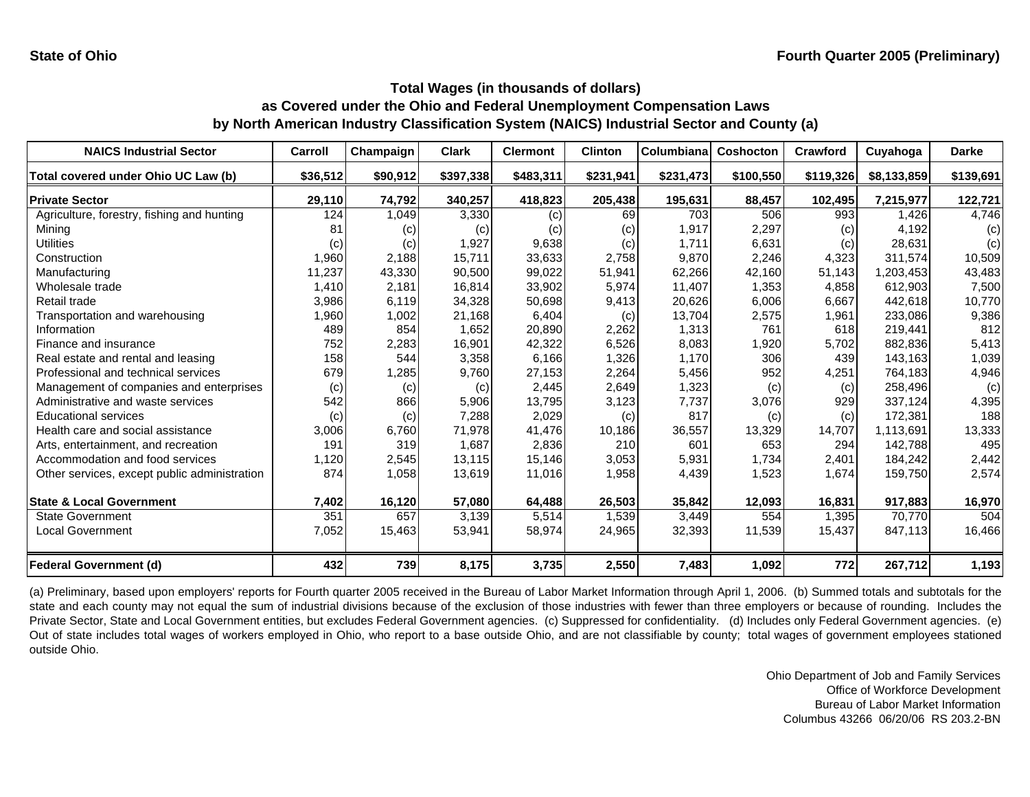State of Ohio | Fourth Quarter 2005 (Preliminary)

### Total Wages (in thousands of dollars)
### as Covered under the Ohio and Federal Unemployment Compensation Laws
### by North American Industry Classification System (NAICS) Industrial Sector and County (a)

| NAICS Industrial Sector | Carroll | Champaign | Clark | Clermont | Clinton | Columbiana | Coshocton | Crawford | Cuyahoga | Darke |
|---|---|---|---|---|---|---|---|---|---|---|
| Total covered under Ohio UC Law (b) | $36,512 | $90,912 | $397,338 | $483,311 | $231,941 | $231,473 | $100,550 | $119,326 | $8,133,859 | $139,691 |
| **Private Sector** | **29,110** | **74,792** | **340,257** | **418,823** | **205,438** | **195,631** | **88,457** | **102,495** | **7,215,977** | **122,721** |
| Agriculture, forestry, fishing and hunting | 124 | 1,049 | 3,330 | (c) | 69 | 703 | 506 | 993 | 1,426 | 4,746 |
| Mining | 81 | (c) | (c) | (c) | (c) | 1,917 | 2,297 | (c) | 4,192 | (c) |
| Utilities | (c) | (c) | 1,927 | 9,638 | (c) | 1,711 | 6,631 | (c) | 28,631 | (c) |
| Construction | 1,960 | 2,188 | 15,711 | 33,633 | 2,758 | 9,870 | 2,246 | 4,323 | 311,574 | 10,509 |
| Manufacturing | 11,237 | 43,330 | 90,500 | 99,022 | 51,941 | 62,266 | 42,160 | 51,143 | 1,203,453 | 43,483 |
| Wholesale trade | 1,410 | 2,181 | 16,814 | 33,902 | 5,974 | 11,407 | 1,353 | 4,858 | 612,903 | 7,500 |
| Retail trade | 3,986 | 6,119 | 34,328 | 50,698 | 9,413 | 20,626 | 6,006 | 6,667 | 442,618 | 10,770 |
| Transportation and warehousing | 1,960 | 1,002 | 21,168 | 6,404 | (c) | 13,704 | 2,575 | 1,961 | 233,086 | 9,386 |
| Information | 489 | 854 | 1,652 | 20,890 | 2,262 | 1,313 | 761 | 618 | 219,441 | 812 |
| Finance and insurance | 752 | 2,283 | 16,901 | 42,322 | 6,526 | 8,083 | 1,920 | 5,702 | 882,836 | 5,413 |
| Real estate and rental and leasing | 158 | 544 | 3,358 | 6,166 | 1,326 | 1,170 | 306 | 439 | 143,163 | 1,039 |
| Professional and technical services | 679 | 1,285 | 9,760 | 27,153 | 2,264 | 5,456 | 952 | 4,251 | 764,183 | 4,946 |
| Management of companies and enterprises | (c) | (c) | (c) | 2,445 | 2,649 | 1,323 | (c) | (c) | 258,496 | (c) |
| Administrative and waste services | 542 | 866 | 5,906 | 13,795 | 3,123 | 7,737 | 3,076 | 929 | 337,124 | 4,395 |
| Educational services | (c) | (c) | 7,288 | 2,029 | (c) | 817 | (c) | (c) | 172,381 | 188 |
| Health care and social assistance | 3,006 | 6,760 | 71,978 | 41,476 | 10,186 | 36,557 | 13,329 | 14,707 | 1,113,691 | 13,333 |
| Arts, entertainment, and recreation | 191 | 319 | 1,687 | 2,836 | 210 | 601 | 653 | 294 | 142,788 | 495 |
| Accommodation and food services | 1,120 | 2,545 | 13,115 | 15,146 | 3,053 | 5,931 | 1,734 | 2,401 | 184,242 | 2,442 |
| Other services, except public administration | 874 | 1,058 | 13,619 | 11,016 | 1,958 | 4,439 | 1,523 | 1,674 | 159,750 | 2,574 |
| **State & Local Government** | **7,402** | **16,120** | **57,080** | **64,488** | **26,503** | **35,842** | **12,093** | **16,831** | **917,883** | **16,970** |
| State Government | 351 | 657 | 3,139 | 5,514 | 1,539 | 3,449 | 554 | 1,395 | 70,770 | 504 |
| Local Government | 7,052 | 15,463 | 53,941 | 58,974 | 24,965 | 32,393 | 11,539 | 15,437 | 847,113 | 16,466 |
| **Federal Government (d)** | **432** | **739** | **8,175** | **3,735** | **2,550** | **7,483** | **1,092** | **772** | **267,712** | **1,193** |

(a) Preliminary, based upon employers' reports for Fourth quarter 2005 received in the Bureau of Labor Market Information through April 1, 2006. (b) Summed totals and subtotals for the state and each county may not equal the sum of industrial divisions because of the exclusion of those industries with fewer than three employers or because of rounding. Includes the Private Sector, State and Local Government entities, but excludes Federal Government agencies. (c) Suppressed for confidentiality. (d) Includes only Federal Government agencies. (e) Out of state includes total wages of workers employed in Ohio, who report to a base outside Ohio, and are not classifiable by county; total wages of government employees stationed outside Ohio.

Ohio Department of Job and Family Services
Office of Workforce Development
Bureau of Labor Market Information
Columbus 43266 06/20/06 RS 203.2-BN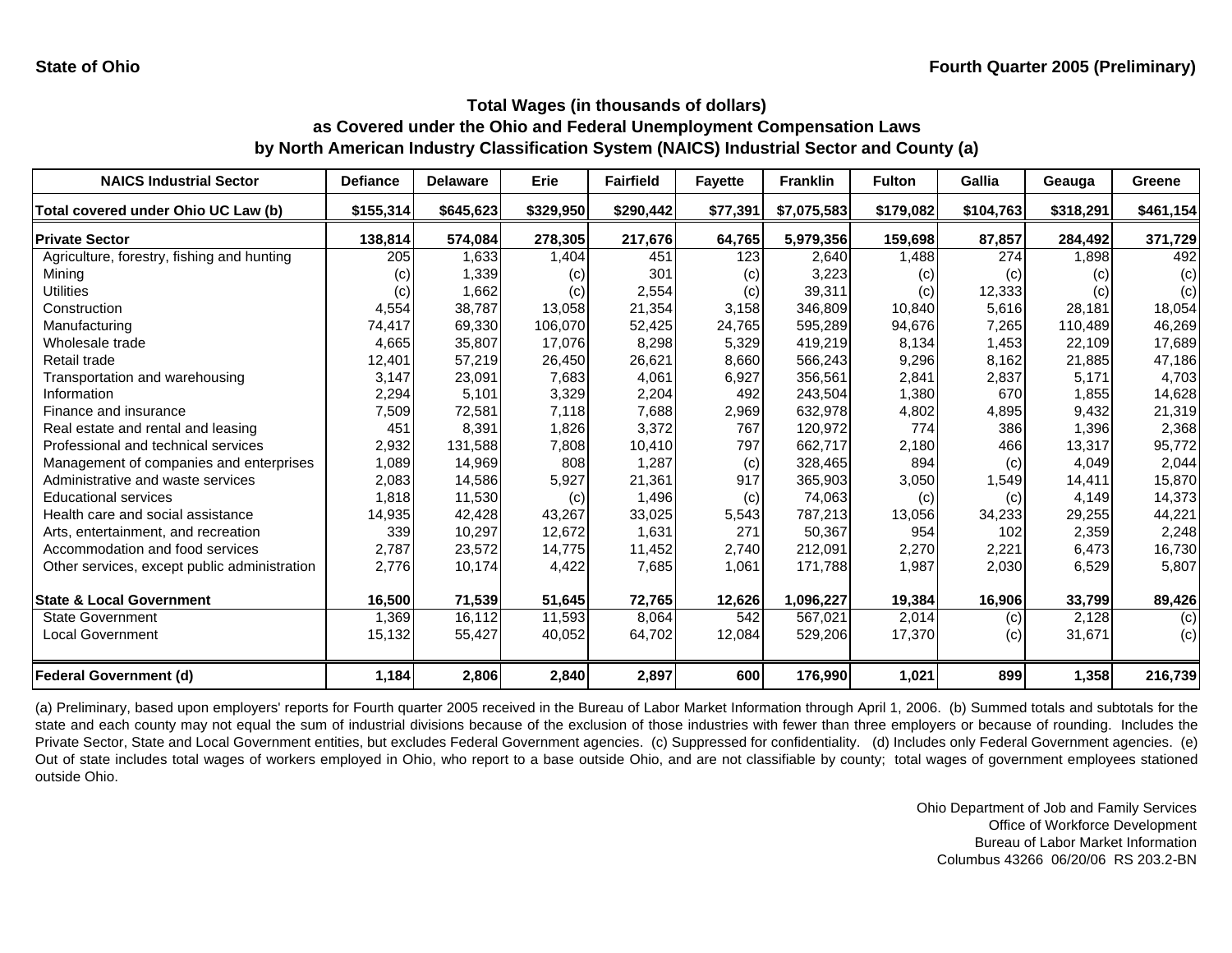State of Ohio

Fourth Quarter 2005 (Preliminary)

## Total Wages (in thousands of dollars) as Covered under the Ohio and Federal Unemployment Compensation Laws by North American Industry Classification System (NAICS) Industrial Sector and County (a)

| NAICS Industrial Sector | Defiance | Delaware | Erie | Fairfield | Fayette | Franklin | Fulton | Gallia | Geauga | Greene |
|---|---|---|---|---|---|---|---|---|---|---|
| **Total covered under Ohio UC Law (b)** | **$155,314** | **$645,623** | **$329,950** | **$290,442** | **$77,391** | **$7,075,583** | **$179,082** | **$104,763** | **$318,291** | **$461,154** |
| **Private Sector** | **138,814** | **574,084** | **278,305** | **217,676** | **64,765** | **5,979,356** | **159,698** | **87,857** | **284,492** | **371,729** |
| Agriculture, forestry, fishing and hunting | 205 | 1,633 | 1,404 | 451 | 123 | 2,640 | 1,488 | 274 | 1,898 | 492 |
| Mining | (c) | 1,339 | (c) | 301 | (c) | 3,223 | (c) | (c) | (c) | (c) |
| Utilities | (c) | 1,662 | (c) | 2,554 | (c) | 39,311 | (c) | 12,333 | (c) | (c) |
| Construction | 4,554 | 38,787 | 13,058 | 21,354 | 3,158 | 346,809 | 10,840 | 5,616 | 28,181 | 18,054 |
| Manufacturing | 74,417 | 69,330 | 106,070 | 52,425 | 24,765 | 595,289 | 94,676 | 7,265 | 110,489 | 46,269 |
| Wholesale trade | 4,665 | 35,807 | 17,076 | 8,298 | 5,329 | 419,219 | 8,134 | 1,453 | 22,109 | 17,689 |
| Retail trade | 12,401 | 57,219 | 26,450 | 26,621 | 8,660 | 566,243 | 9,296 | 8,162 | 21,885 | 47,186 |
| Transportation and warehousing | 3,147 | 23,091 | 7,683 | 4,061 | 6,927 | 356,561 | 2,841 | 2,837 | 5,171 | 4,703 |
| Information | 2,294 | 5,101 | 3,329 | 2,204 | 492 | 243,504 | 1,380 | 670 | 1,855 | 14,628 |
| Finance and insurance | 7,509 | 72,581 | 7,118 | 7,688 | 2,969 | 632,978 | 4,802 | 4,895 | 9,432 | 21,319 |
| Real estate and rental and leasing | 451 | 8,391 | 1,826 | 3,372 | 767 | 120,972 | 774 | 386 | 1,396 | 2,368 |
| Professional and technical services | 2,932 | 131,588 | 7,808 | 10,410 | 797 | 662,717 | 2,180 | 466 | 13,317 | 95,772 |
| Management of companies and enterprises | 1,089 | 14,969 | 808 | 1,287 | (c) | 328,465 | 894 | (c) | 4,049 | 2,044 |
| Administrative and waste services | 2,083 | 14,586 | 5,927 | 21,361 | 917 | 365,903 | 3,050 | 1,549 | 14,411 | 15,870 |
| Educational services | 1,818 | 11,530 | (c) | 1,496 | (c) | 74,063 | (c) | (c) | 4,149 | 14,373 |
| Health care and social assistance | 14,935 | 42,428 | 43,267 | 33,025 | 5,543 | 787,213 | 13,056 | 34,233 | 29,255 | 44,221 |
| Arts, entertainment, and recreation | 339 | 10,297 | 12,672 | 1,631 | 271 | 50,367 | 954 | 102 | 2,359 | 2,248 |
| Accommodation and food services | 2,787 | 23,572 | 14,775 | 11,452 | 2,740 | 212,091 | 2,270 | 2,221 | 6,473 | 16,730 |
| Other services, except public administration | 2,776 | 10,174 | 4,422 | 7,685 | 1,061 | 171,788 | 1,987 | 2,030 | 6,529 | 5,807 |
| **State & Local Government** | **16,500** | **71,539** | **51,645** | **72,765** | **12,626** | **1,096,227** | **19,384** | **16,906** | **33,799** | **89,426** |
| State Government | 1,369 | 16,112 | 11,593 | 8,064 | 542 | 567,021 | 2,014 | (c) | 2,128 | (c) |
| Local Government | 15,132 | 55,427 | 40,052 | 64,702 | 12,084 | 529,206 | 17,370 | (c) | 31,671 | (c) |
| **Federal Government (d)** | **1,184** | **2,806** | **2,840** | **2,897** | **600** | **176,990** | **1,021** | **899** | **1,358** | **216,739** |

(a) Preliminary, based upon employers' reports for Fourth quarter 2005 received in the Bureau of Labor Market Information through April 1, 2006. (b) Summed totals and subtotals for the state and each county may not equal the sum of industrial divisions because of the exclusion of those industries with fewer than three employers or because of rounding. Includes the Private Sector, State and Local Government entities, but excludes Federal Government agencies. (c) Suppressed for confidentiality. (d) Includes only Federal Government agencies. (e) Out of state includes total wages of workers employed in Ohio, who report to a base outside Ohio, and are not classifiable by county; total wages of government employees stationed outside Ohio.

Ohio Department of Job and Family Services
Office of Workforce Development
Bureau of Labor Market Information
Columbus 43266 06/20/06 RS 203.2-BN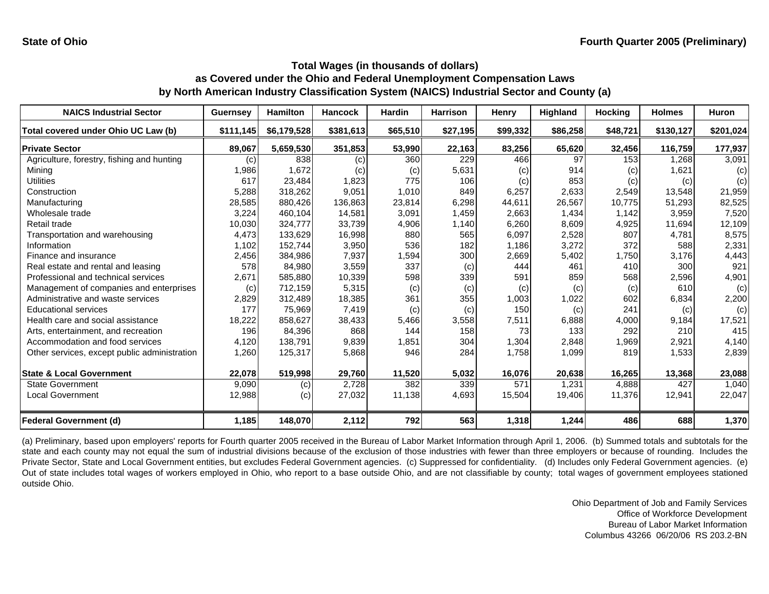State of Ohio

Fourth Quarter 2005 (Preliminary)

## Total Wages (in thousands of dollars)
## as Covered under the Ohio and Federal Unemployment Compensation Laws
## by North American Industry Classification System (NAICS) Industrial Sector and County (a)

| NAICS Industrial Sector | Guernsey | Hamilton | Hancock | Hardin | Harrison | Henry | Highland | Hocking | Holmes | Huron |
|---|---|---|---|---|---|---|---|---|---|---|
| **Total covered under Ohio UC Law (b)** | **$111,145** | **$6,179,528** | **$381,613** | **$65,510** | **$27,195** | **$99,332** | **$86,258** | **$48,721** | **$130,127** | **$201,024** |
| **Private Sector** | **89,067** | **5,659,530** | **351,853** | **53,990** | **22,163** | **83,256** | **65,620** | **32,456** | **116,759** | **177,937** |
| Agriculture, forestry, fishing and hunting | (c) | 838 | (c) | 360 | 229 | 466 | 97 | 153 | 1,268 | 3,091 |
| Mining | 1,986 | 1,672 | (c) | (c) | 5,631 | (c) | 914 | (c) | 1,621 | (c) |
| Utilities | 617 | 23,484 | 1,823 | 775 | 106 | (c) | 853 | (c) | (c) | (c) |
| Construction | 5,288 | 318,262 | 9,051 | 1,010 | 849 | 6,257 | 2,633 | 2,549 | 13,548 | 21,959 |
| Manufacturing | 28,585 | 880,426 | 136,863 | 23,814 | 6,298 | 44,611 | 26,567 | 10,775 | 51,293 | 82,525 |
| Wholesale trade | 3,224 | 460,104 | 14,581 | 3,091 | 1,459 | 2,663 | 1,434 | 1,142 | 3,959 | 7,520 |
| Retail trade | 10,030 | 324,777 | 33,739 | 4,906 | 1,140 | 6,260 | 8,609 | 4,925 | 11,694 | 12,109 |
| Transportation and warehousing | 4,473 | 133,629 | 16,998 | 880 | 565 | 6,097 | 2,528 | 807 | 4,781 | 8,575 |
| Information | 1,102 | 152,744 | 3,950 | 536 | 182 | 1,186 | 3,272 | 372 | 588 | 2,331 |
| Finance and insurance | 2,456 | 384,986 | 7,937 | 1,594 | 300 | 2,669 | 5,402 | 1,750 | 3,176 | 4,443 |
| Real estate and rental and leasing | 578 | 84,980 | 3,559 | 337 | (c) | 444 | 461 | 410 | 300 | 921 |
| Professional and technical services | 2,671 | 585,880 | 10,339 | 598 | 339 | 591 | 859 | 568 | 2,596 | 4,901 |
| Management of companies and enterprises | (c) | 712,159 | 5,315 | (c) | (c) | (c) | (c) | (c) | 610 | (c) |
| Administrative and waste services | 2,829 | 312,489 | 18,385 | 361 | 355 | 1,003 | 1,022 | 602 | 6,834 | 2,200 |
| Educational services | 177 | 75,969 | 7,419 | (c) | (c) | 150 | (c) | 241 | (c) | (c) |
| Health care and social assistance | 18,222 | 858,627 | 38,433 | 5,466 | 3,558 | 7,511 | 6,888 | 4,000 | 9,184 | 17,521 |
| Arts, entertainment, and recreation | 196 | 84,396 | 868 | 144 | 158 | 73 | 133 | 292 | 210 | 415 |
| Accommodation and food services | 4,120 | 138,791 | 9,839 | 1,851 | 304 | 1,304 | 2,848 | 1,969 | 2,921 | 4,140 |
| Other services, except public administration | 1,260 | 125,317 | 5,868 | 946 | 284 | 1,758 | 1,099 | 819 | 1,533 | 2,839 |
| **State & Local Government** | **22,078** | **519,998** | **29,760** | **11,520** | **5,032** | **16,076** | **20,638** | **16,265** | **13,368** | **23,088** |
| State Government | 9,090 | (c) | 2,728 | 382 | 339 | 571 | 1,231 | 4,888 | 427 | 1,040 |
| Local Government | 12,988 | (c) | 27,032 | 11,138 | 4,693 | 15,504 | 19,406 | 11,376 | 12,941 | 22,047 |
| **Federal Government (d)** | **1,185** | **148,070** | **2,112** | **792** | **563** | **1,318** | **1,244** | **486** | **688** | **1,370** |

(a) Preliminary, based upon employers' reports for Fourth quarter 2005 received in the Bureau of Labor Market Information through April 1, 2006. (b) Summed totals and subtotals for the state and each county may not equal the sum of industrial divisions because of the exclusion of those industries with fewer than three employers or because of rounding. Includes the Private Sector, State and Local Government entities, but excludes Federal Government agencies. (c) Suppressed for confidentiality. (d) Includes only Federal Government agencies. (e) Out of state includes total wages of workers employed in Ohio, who report to a base outside Ohio, and are not classifiable by county; total wages of government employees stationed outside Ohio.

Ohio Department of Job and Family Services
Office of Workforce Development
Bureau of Labor Market Information
Columbus 43266 06/20/06 RS 203.2-BN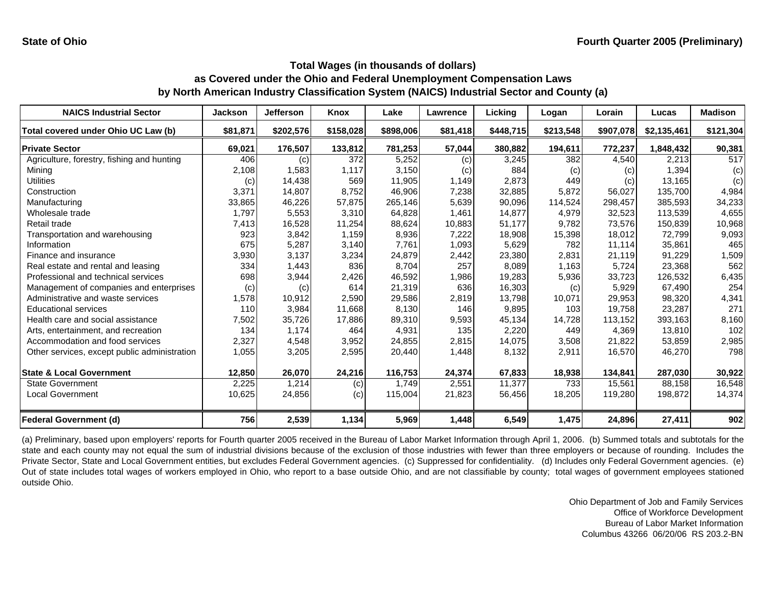**State of Ohio** **Fourth Quarter 2005 (Preliminary)**

## Total Wages (in thousands of dollars) as Covered under the Ohio and Federal Unemployment Compensation Laws by North American Industry Classification System (NAICS) Industrial Sector and County (a)

| NAICS Industrial Sector | Jackson | Jefferson | Knox | Lake | Lawrence | Licking | Logan | Lorain | Lucas | Madison |
|---|---|---|---|---|---|---|---|---|---|---|
| **Total covered under Ohio UC Law (b)** | **$81,871** | **$202,576** | **$158,028** | **$898,006** | **$81,418** | **$448,715** | **$213,548** | **$907,078** | **$2,135,461** | **$121,304** |
| **Private Sector** | **69,021** | **176,507** | **133,812** | **781,253** | **57,044** | **380,882** | **194,611** | **772,237** | **1,848,432** | **90,381** |
| Agriculture, forestry, fishing and hunting | 406 | (c) | 372 | 5,252 | (c) | 3,245 | 382 | 4,540 | 2,213 | 517 |
| Mining | 2,108 | 1,583 | 1,117 | 3,150 | (c) | 884 | (c) | (c) | 1,394 | (c) |
| Utilities | (c) | 14,438 | 569 | 11,905 | 1,149 | 2,873 | 449 | (c) | 13,165 | (c) |
| Construction | 3,371 | 14,807 | 8,752 | 46,906 | 7,238 | 32,885 | 5,872 | 56,027 | 135,700 | 4,984 |
| Manufacturing | 33,865 | 46,226 | 57,875 | 265,146 | 5,639 | 90,096 | 114,524 | 298,457 | 385,593 | 34,233 |
| Wholesale trade | 1,797 | 5,553 | 3,310 | 64,828 | 1,461 | 14,877 | 4,979 | 32,523 | 113,539 | 4,655 |
| Retail trade | 7,413 | 16,528 | 11,254 | 88,624 | 10,883 | 51,177 | 9,782 | 73,576 | 150,839 | 10,968 |
| Transportation and warehousing | 923 | 3,842 | 1,159 | 8,936 | 7,222 | 18,908 | 15,398 | 18,012 | 72,799 | 9,093 |
| Information | 675 | 5,287 | 3,140 | 7,761 | 1,093 | 5,629 | 782 | 11,114 | 35,861 | 465 |
| Finance and insurance | 3,930 | 3,137 | 3,234 | 24,879 | 2,442 | 23,380 | 2,831 | 21,119 | 91,229 | 1,509 |
| Real estate and rental and leasing | 334 | 1,443 | 836 | 8,704 | 257 | 8,089 | 1,163 | 5,724 | 23,368 | 562 |
| Professional and technical services | 698 | 3,944 | 2,426 | 46,592 | 1,986 | 19,283 | 5,936 | 33,723 | 126,532 | 6,435 |
| Management of companies and enterprises | (c) | (c) | 614 | 21,319 | 636 | 16,303 | (c) | 5,929 | 67,490 | 254 |
| Administrative and waste services | 1,578 | 10,912 | 2,590 | 29,586 | 2,819 | 13,798 | 10,071 | 29,953 | 98,320 | 4,341 |
| Educational services | 110 | 3,984 | 11,668 | 8,130 | 146 | 9,895 | 103 | 19,758 | 23,287 | 271 |
| Health care and social assistance | 7,502 | 35,726 | 17,886 | 89,310 | 9,593 | 45,134 | 14,728 | 113,152 | 393,163 | 8,160 |
| Arts, entertainment, and recreation | 134 | 1,174 | 464 | 4,931 | 135 | 2,220 | 449 | 4,369 | 13,810 | 102 |
| Accommodation and food services | 2,327 | 4,548 | 3,952 | 24,855 | 2,815 | 14,075 | 3,508 | 21,822 | 53,859 | 2,985 |
| Other services, except public administration | 1,055 | 3,205 | 2,595 | 20,440 | 1,448 | 8,132 | 2,911 | 16,570 | 46,270 | 798 |
| **State & Local Government** | **12,850** | **26,070** | **24,216** | **116,753** | **24,374** | **67,833** | **18,938** | **134,841** | **287,030** | **30,922** |
| State Government | 2,225 | 1,214 | (c) | 1,749 | 2,551 | 11,377 | 733 | 15,561 | 88,158 | 16,548 |
| Local Government | 10,625 | 24,856 | (c) | 115,004 | 21,823 | 56,456 | 18,205 | 119,280 | 198,872 | 14,374 |
| **Federal Government (d)** | **756** | **2,539** | **1,134** | **5,969** | **1,448** | **6,549** | **1,475** | **24,896** | **27,411** | **902** |

(a) Preliminary, based upon employers' reports for Fourth quarter 2005 received in the Bureau of Labor Market Information through April 1, 2006. (b) Summed totals and subtotals for the state and each county may not equal the sum of industrial divisions because of the exclusion of those industries with fewer than three employers or because of rounding. Includes the Private Sector, State and Local Government entities, but excludes Federal Government agencies. (c) Suppressed for confidentiality. (d) Includes only Federal Government agencies. (e) Out of state includes total wages of workers employed in Ohio, who report to a base outside Ohio, and are not classifiable by county; total wages of government employees stationed outside Ohio.

Ohio Department of Job and Family Services
Office of Workforce Development
Bureau of Labor Market Information
Columbus 43266 06/20/06 RS 203.2-BN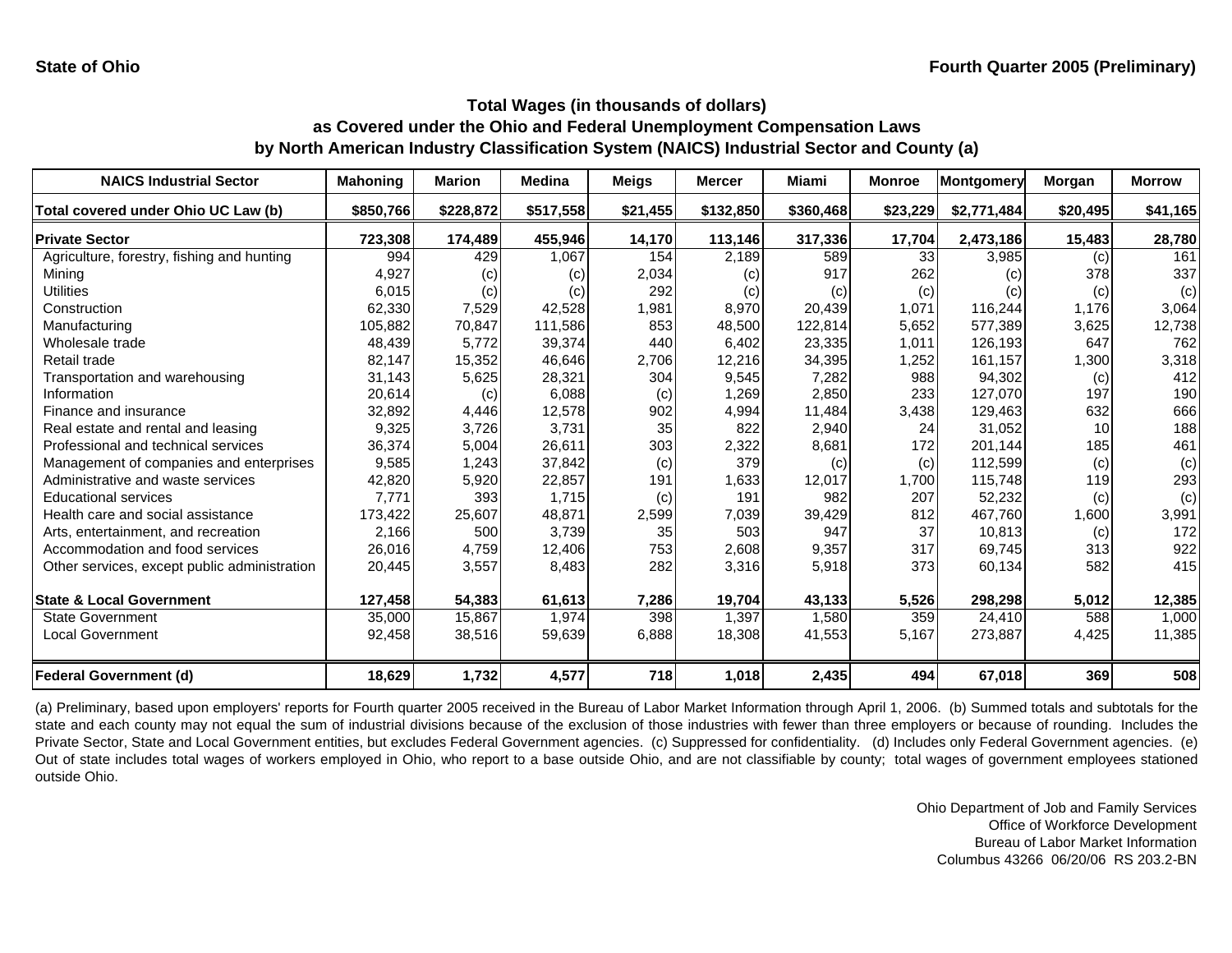State of Ohio

Fourth Quarter 2005 (Preliminary)

## Total Wages (in thousands of dollars) as Covered under the Ohio and Federal Unemployment Compensation Laws by North American Industry Classification System (NAICS) Industrial Sector and County (a)

| NAICS Industrial Sector | Mahoning | Marion | Medina | Meigs | Mercer | Miami | Monroe | Montgomery | Morgan | Morrow |
|---|---|---|---|---|---|---|---|---|---|---|
| **Total covered under Ohio UC Law (b)** | **$850,766** | **$228,872** | **$517,558** | **$21,455** | **$132,850** | **$360,468** | **$23,229** | **$2,771,484** | **$20,495** | **$41,165** |
| **Private Sector** | **723,308** | **174,489** | **455,946** | **14,170** | **113,146** | **317,336** | **17,704** | **2,473,186** | **15,483** | **28,780** |
| Agriculture, forestry, fishing and hunting | 994 | 429 | 1,067 | 154 | 2,189 | 589 | 33 | 3,985 | (c) | 161 |
| Mining | 4,927 | (c) | (c) | 2,034 | (c) | 917 | 262 | (c) | 378 | 337 |
| Utilities | 6,015 | (c) | (c) | 292 | (c) | (c) | (c) | (c) | (c) | (c) |
| Construction | 62,330 | 7,529 | 42,528 | 1,981 | 8,970 | 20,439 | 1,071 | 116,244 | 1,176 | 3,064 |
| Manufacturing | 105,882 | 70,847 | 111,586 | 853 | 48,500 | 122,814 | 5,652 | 577,389 | 3,625 | 12,738 |
| Wholesale trade | 48,439 | 5,772 | 39,374 | 440 | 6,402 | 23,335 | 1,011 | 126,193 | 647 | 762 |
| Retail trade | 82,147 | 15,352 | 46,646 | 2,706 | 12,216 | 34,395 | 1,252 | 161,157 | 1,300 | 3,318 |
| Transportation and warehousing | 31,143 | 5,625 | 28,321 | 304 | 9,545 | 7,282 | 988 | 94,302 | (c) | 412 |
| Information | 20,614 | (c) | 6,088 | (c) | 1,269 | 2,850 | 233 | 127,070 | 197 | 190 |
| Finance and insurance | 32,892 | 4,446 | 12,578 | 902 | 4,994 | 11,484 | 3,438 | 129,463 | 632 | 666 |
| Real estate and rental and leasing | 9,325 | 3,726 | 3,731 | 35 | 822 | 2,940 | 24 | 31,052 | 10 | 188 |
| Professional and technical services | 36,374 | 5,004 | 26,611 | 303 | 2,322 | 8,681 | 172 | 201,144 | 185 | 461 |
| Management of companies and enterprises | 9,585 | 1,243 | 37,842 | (c) | 379 | (c) | (c) | 112,599 | (c) | (c) |
| Administrative and waste services | 42,820 | 5,920 | 22,857 | 191 | 1,633 | 12,017 | 1,700 | 115,748 | 119 | 293 |
| Educational services | 7,771 | 393 | 1,715 | (c) | 191 | 982 | 207 | 52,232 | (c) | (c) |
| Health care and social assistance | 173,422 | 25,607 | 48,871 | 2,599 | 7,039 | 39,429 | 812 | 467,760 | 1,600 | 3,991 |
| Arts, entertainment, and recreation | 2,166 | 500 | 3,739 | 35 | 503 | 947 | 37 | 10,813 | (c) | 172 |
| Accommodation and food services | 26,016 | 4,759 | 12,406 | 753 | 2,608 | 9,357 | 317 | 69,745 | 313 | 922 |
| Other services, except public administration | 20,445 | 3,557 | 8,483 | 282 | 3,316 | 5,918 | 373 | 60,134 | 582 | 415 |
| **State & Local Government** | **127,458** | **54,383** | **61,613** | **7,286** | **19,704** | **43,133** | **5,526** | **298,298** | **5,012** | **12,385** |
| State Government | 35,000 | 15,867 | 1,974 | 398 | 1,397 | 1,580 | 359 | 24,410 | 588 | 1,000 |
| Local Government | 92,458 | 38,516 | 59,639 | 6,888 | 18,308 | 41,553 | 5,167 | 273,887 | 4,425 | 11,385 |
| **Federal Government (d)** | **18,629** | **1,732** | **4,577** | **718** | **1,018** | **2,435** | **494** | **67,018** | **369** | **508** |

(a) Preliminary, based upon employers' reports for Fourth quarter 2005 received in the Bureau of Labor Market Information through April 1, 2006. (b) Summed totals and subtotals for the state and each county may not equal the sum of industrial divisions because of the exclusion of those industries with fewer than three employers or because of rounding. Includes the Private Sector, State and Local Government entities, but excludes Federal Government agencies. (c) Suppressed for confidentiality. (d) Includes only Federal Government agencies. (e) Out of state includes total wages of workers employed in Ohio, who report to a base outside Ohio, and are not classifiable by county; total wages of government employees stationed outside Ohio.

Ohio Department of Job and Family Services
Office of Workforce Development
Bureau of Labor Market Information
Columbus 43266 06/20/06 RS 203.2-BN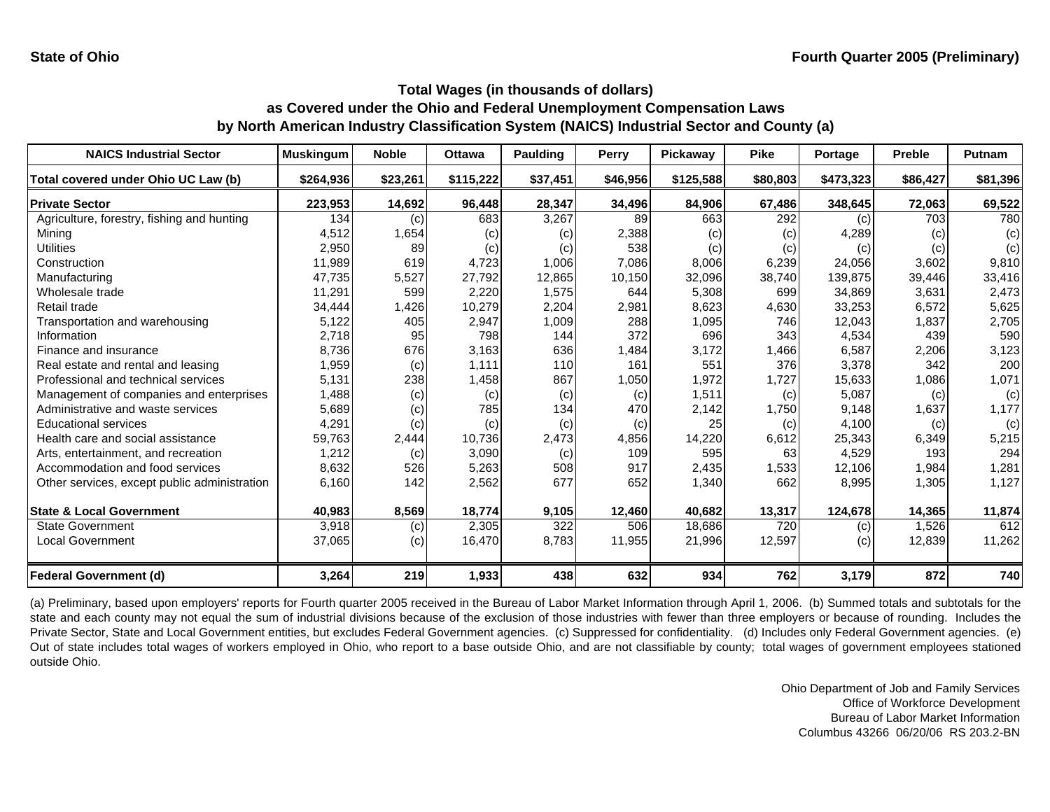**State of Ohio** **Fourth Quarter 2005 (Preliminary)**

## Total Wages (in thousands of dollars) as Covered under the Ohio and Federal Unemployment Compensation Laws by North American Industry Classification System (NAICS) Industrial Sector and County (a)

| NAICS Industrial Sector | Muskingum | Noble | Ottawa | Paulding | Perry | Pickaway | Pike | Portage | Preble | Putnam |
|---|---|---|---|---|---|---|---|---|---|---|
| **Total covered under Ohio UC Law (b)** | **$264,936** | **$23,261** | **$115,222** | **$37,451** | **$46,956** | **$125,588** | **$80,803** | **$473,323** | **$86,427** | **$81,396** |
| **Private Sector** | **223,953** | **14,692** | **96,448** | **28,347** | **34,496** | **84,906** | **67,486** | **348,645** | **72,063** | **69,522** |
| Agriculture, forestry, fishing and hunting | 134 | (c) | 683 | 3,267 | 89 | 663 | 292 | (c) | 703 | 780 |
| Mining | 4,512 | 1,654 | (c) | (c) | 2,388 | (c) | (c) | 4,289 | (c) | (c) |
| Utilities | 2,950 | 89 | (c) | (c) | 538 | (c) | (c) | (c) | (c) | (c) |
| Construction | 11,989 | 619 | 4,723 | 1,006 | 7,086 | 8,006 | 6,239 | 24,056 | 3,602 | 9,810 |
| Manufacturing | 47,735 | 5,527 | 27,792 | 12,865 | 10,150 | 32,096 | 38,740 | 139,875 | 39,446 | 33,416 |
| Wholesale trade | 11,291 | 599 | 2,220 | 1,575 | 644 | 5,308 | 699 | 34,869 | 3,631 | 2,473 |
| Retail trade | 34,444 | 1,426 | 10,279 | 2,204 | 2,981 | 8,623 | 4,630 | 33,253 | 6,572 | 5,625 |
| Transportation and warehousing | 5,122 | 405 | 2,947 | 1,009 | 288 | 1,095 | 746 | 12,043 | 1,837 | 2,705 |
| Information | 2,718 | 95 | 798 | 144 | 372 | 696 | 343 | 4,534 | 439 | 590 |
| Finance and insurance | 8,736 | 676 | 3,163 | 636 | 1,484 | 3,172 | 1,466 | 6,587 | 2,206 | 3,123 |
| Real estate and rental and leasing | 1,959 | (c) | 1,111 | 110 | 161 | 551 | 376 | 3,378 | 342 | 200 |
| Professional and technical services | 5,131 | 238 | 1,458 | 867 | 1,050 | 1,972 | 1,727 | 15,633 | 1,086 | 1,071 |
| Management of companies and enterprises | 1,488 | (c) | (c) | (c) | (c) | 1,511 | (c) | 5,087 | (c) | (c) |
| Administrative and waste services | 5,689 | (c) | 785 | 134 | 470 | 2,142 | 1,750 | 9,148 | 1,637 | 1,177 |
| Educational services | 4,291 | (c) | (c) | (c) | (c) | 25 | (c) | 4,100 | (c) | (c) |
| Health care and social assistance | 59,763 | 2,444 | 10,736 | 2,473 | 4,856 | 14,220 | 6,612 | 25,343 | 6,349 | 5,215 |
| Arts, entertainment, and recreation | 1,212 | (c) | 3,090 | (c) | 109 | 595 | 63 | 4,529 | 193 | 294 |
| Accommodation and food services | 8,632 | 526 | 5,263 | 508 | 917 | 2,435 | 1,533 | 12,106 | 1,984 | 1,281 |
| Other services, except public administration | 6,160 | 142 | 2,562 | 677 | 652 | 1,340 | 662 | 8,995 | 1,305 | 1,127 |
| **State & Local Government** | **40,983** | **8,569** | **18,774** | **9,105** | **12,460** | **40,682** | **13,317** | **124,678** | **14,365** | **11,874** |
| State Government | 3,918 | (c) | 2,305 | 322 | 506 | 18,686 | 720 | (c) | 1,526 | 612 |
| Local Government | 37,065 | (c) | 16,470 | 8,783 | 11,955 | 21,996 | 12,597 | (c) | 12,839 | 11,262 |
| **Federal Government (d)** | **3,264** | **219** | **1,933** | **438** | **632** | **934** | **762** | **3,179** | **872** | **740** |

(a) Preliminary, based upon employers' reports for Fourth quarter 2005 received in the Bureau of Labor Market Information through April 1, 2006. (b) Summed totals and subtotals for the state and each county may not equal the sum of industrial divisions because of the exclusion of those industries with fewer than three employers or because of rounding. Includes the Private Sector, State and Local Government entities, but excludes Federal Government agencies. (c) Suppressed for confidentiality. (d) Includes only Federal Government agencies. (e) Out of state includes total wages of workers employed in Ohio, who report to a base outside Ohio, and are not classifiable by county; total wages of government employees stationed outside Ohio.

Ohio Department of Job and Family Services
Office of Workforce Development
Bureau of Labor Market Information
Columbus 43266 06/20/06 RS 203.2-BN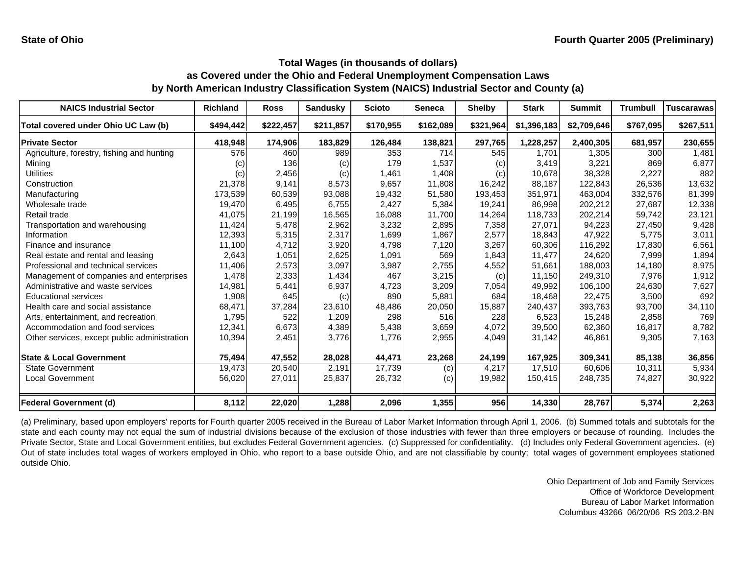**State of Ohio** **Fourth Quarter 2005 (Preliminary)**

### Total Wages (in thousands of dollars)
### as Covered under the Ohio and Federal Unemployment Compensation Laws
### by North American Industry Classification System (NAICS) Industrial Sector and County (a)

| NAICS Industrial Sector | Richland | Ross | Sandusky | Scioto | Seneca | Shelby | Stark | Summit | Trumbull | Tuscarawas |
|---|---|---|---|---|---|---|---|---|---|---|
| **Total covered under Ohio UC Law (b)** | **$494,442** | **$222,457** | **$211,857** | **$170,955** | **$162,089** | **$321,964** | **$1,396,183** | **$2,709,646** | **$767,095** | **$267,511** |
| **Private Sector** | **418,948** | **174,906** | **183,829** | **126,484** | **138,821** | **297,765** | **1,228,257** | **2,400,305** | **681,957** | **230,655** |
| Agriculture, forestry, fishing and hunting | 576 | 460 | 989 | 353 | 714 | 545 | 1,701 | 1,305 | 300 | 1,481 |
| Mining | (c) | 136 | (c) | 179 | 1,537 | (c) | 3,419 | 3,221 | 869 | 6,877 |
| Utilities | (c) | 2,456 | (c) | 1,461 | 1,408 | (c) | 10,678 | 38,328 | 2,227 | 882 |
| Construction | 21,378 | 9,141 | 8,573 | 9,657 | 11,808 | 16,242 | 88,187 | 122,843 | 26,536 | 13,632 |
| Manufacturing | 173,539 | 60,539 | 93,088 | 19,432 | 51,580 | 193,453 | 351,971 | 463,004 | 332,576 | 81,399 |
| Wholesale trade | 19,470 | 6,495 | 6,755 | 2,427 | 5,384 | 19,241 | 86,998 | 202,212 | 27,687 | 12,338 |
| Retail trade | 41,075 | 21,199 | 16,565 | 16,088 | 11,700 | 14,264 | 118,733 | 202,214 | 59,742 | 23,121 |
| Transportation and warehousing | 11,424 | 5,478 | 2,962 | 3,232 | 2,895 | 7,358 | 27,071 | 94,223 | 27,450 | 9,428 |
| Information | 12,393 | 5,315 | 2,317 | 1,699 | 1,867 | 2,577 | 18,843 | 47,922 | 5,775 | 3,011 |
| Finance and insurance | 11,100 | 4,712 | 3,920 | 4,798 | 7,120 | 3,267 | 60,306 | 116,292 | 17,830 | 6,561 |
| Real estate and rental and leasing | 2,643 | 1,051 | 2,625 | 1,091 | 569 | 1,843 | 11,477 | 24,620 | 7,999 | 1,894 |
| Professional and technical services | 11,406 | 2,573 | 3,097 | 3,987 | 2,755 | 4,552 | 51,661 | 188,003 | 14,180 | 8,975 |
| Management of companies and enterprises | 1,478 | 2,333 | 1,434 | 467 | 3,215 | (c) | 11,150 | 249,310 | 7,976 | 1,912 |
| Administrative and waste services | 14,981 | 5,441 | 6,937 | 4,723 | 3,209 | 7,054 | 49,992 | 106,100 | 24,630 | 7,627 |
| Educational services | 1,908 | 645 | (c) | 890 | 5,881 | 684 | 18,468 | 22,475 | 3,500 | 692 |
| Health care and social assistance | 68,471 | 37,284 | 23,610 | 48,486 | 20,050 | 15,887 | 240,437 | 393,763 | 93,700 | 34,110 |
| Arts, entertainment, and recreation | 1,795 | 522 | 1,209 | 298 | 516 | 228 | 6,523 | 15,248 | 2,858 | 769 |
| Accommodation and food services | 12,341 | 6,673 | 4,389 | 5,438 | 3,659 | 4,072 | 39,500 | 62,360 | 16,817 | 8,782 |
| Other services, except public administration | 10,394 | 2,451 | 3,776 | 1,776 | 2,955 | 4,049 | 31,142 | 46,861 | 9,305 | 7,163 |
| **State & Local Government** | **75,494** | **47,552** | **28,028** | **44,471** | **23,268** | **24,199** | **167,925** | **309,341** | **85,138** | **36,856** |
| State Government | 19,473 | 20,540 | 2,191 | 17,739 | (c) | 4,217 | 17,510 | 60,606 | 10,311 | 5,934 |
| Local Government | 56,020 | 27,011 | 25,837 | 26,732 | (c) | 19,982 | 150,415 | 248,735 | 74,827 | 30,922 |
| **Federal Government (d)** | **8,112** | **22,020** | **1,288** | **2,096** | **1,355** | **956** | **14,330** | **28,767** | **5,374** | **2,263** |

(a) Preliminary, based upon employers' reports for Fourth quarter 2005 received in the Bureau of Labor Market Information through April 1, 2006. (b) Summed totals and subtotals for the state and each county may not equal the sum of industrial divisions because of the exclusion of those industries with fewer than three employers or because of rounding. Includes the Private Sector, State and Local Government entities, but excludes Federal Government agencies. (c) Suppressed for confidentiality. (d) Includes only Federal Government agencies. (e) Out of state includes total wages of workers employed in Ohio, who report to a base outside Ohio, and are not classifiable by county; total wages of government employees stationed outside Ohio.

Ohio Department of Job and Family Services
Office of Workforce Development
Bureau of Labor Market Information
Columbus 43266 06/20/06 RS 203.2-BN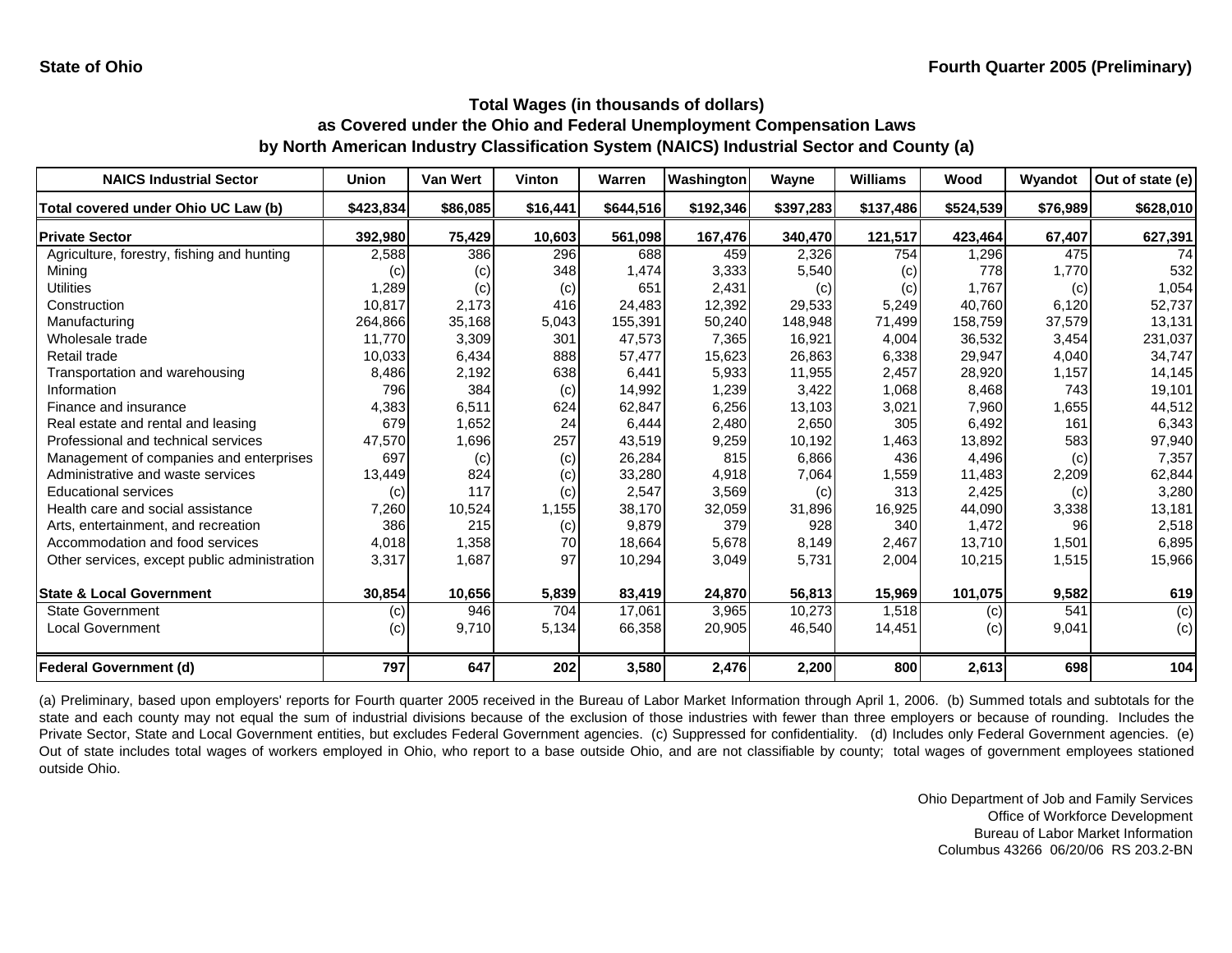**State of Ohio** **Fourth Quarter 2005 (Preliminary)**

## Total Wages (in thousands of dollars) as Covered under the Ohio and Federal Unemployment Compensation Laws by North American Industry Classification System (NAICS) Industrial Sector and County (a)

| NAICS Industrial Sector | Union | Van Wert | Vinton | Warren | Washington | Wayne | Williams | Wood | Wyandot | Out of state (e) |
|---|---|---|---|---|---|---|---|---|---|---|
| **Total covered under Ohio UC Law (b)** | **$423,834** | **$86,085** | **$16,441** | **$644,516** | **$192,346** | **$397,283** | **$137,486** | **$524,539** | **$76,989** | **$628,010** |
| **Private Sector** | **392,980** | **75,429** | **10,603** | **561,098** | **167,476** | **340,470** | **121,517** | **423,464** | **67,407** | **627,391** |
| Agriculture, forestry, fishing and hunting | 2,588 | 386 | 296 | 688 | 459 | 2,326 | 754 | 1,296 | 475 | 74 |
| Mining | (c) | (c) | 348 | 1,474 | 3,333 | 5,540 | (c) | 778 | 1,770 | 532 |
| Utilities | 1,289 | (c) | (c) | 651 | 2,431 | (c) | (c) | 1,767 | (c) | 1,054 |
| Construction | 10,817 | 2,173 | 416 | 24,483 | 12,392 | 29,533 | 5,249 | 40,760 | 6,120 | 52,737 |
| Manufacturing | 264,866 | 35,168 | 5,043 | 155,391 | 50,240 | 148,948 | 71,499 | 158,759 | 37,579 | 13,131 |
| Wholesale trade | 11,770 | 3,309 | 301 | 47,573 | 7,365 | 16,921 | 4,004 | 36,532 | 3,454 | 231,037 |
| Retail trade | 10,033 | 6,434 | 888 | 57,477 | 15,623 | 26,863 | 6,338 | 29,947 | 4,040 | 34,747 |
| Transportation and warehousing | 8,486 | 2,192 | 638 | 6,441 | 5,933 | 11,955 | 2,457 | 28,920 | 1,157 | 14,145 |
| Information | 796 | 384 | (c) | 14,992 | 1,239 | 3,422 | 1,068 | 8,468 | 743 | 19,101 |
| Finance and insurance | 4,383 | 6,511 | 624 | 62,847 | 6,256 | 13,103 | 3,021 | 7,960 | 1,655 | 44,512 |
| Real estate and rental and leasing | 679 | 1,652 | 24 | 6,444 | 2,480 | 2,650 | 305 | 6,492 | 161 | 6,343 |
| Professional and technical services | 47,570 | 1,696 | 257 | 43,519 | 9,259 | 10,192 | 1,463 | 13,892 | 583 | 97,940 |
| Management of companies and enterprises | 697 | (c) | (c) | 26,284 | 815 | 6,866 | 436 | 4,496 | (c) | 7,357 |
| Administrative and waste services | 13,449 | 824 | (c) | 33,280 | 4,918 | 7,064 | 1,559 | 11,483 | 2,209 | 62,844 |
| Educational services | (c) | 117 | (c) | 2,547 | 3,569 | (c) | 313 | 2,425 | (c) | 3,280 |
| Health care and social assistance | 7,260 | 10,524 | 1,155 | 38,170 | 32,059 | 31,896 | 16,925 | 44,090 | 3,338 | 13,181 |
| Arts, entertainment, and recreation | 386 | 215 | (c) | 9,879 | 379 | 928 | 340 | 1,472 | 96 | 2,518 |
| Accommodation and food services | 4,018 | 1,358 | 70 | 18,664 | 5,678 | 8,149 | 2,467 | 13,710 | 1,501 | 6,895 |
| Other services, except public administration | 3,317 | 1,687 | 97 | 10,294 | 3,049 | 5,731 | 2,004 | 10,215 | 1,515 | 15,966 |
| **State & Local Government** | **30,854** | **10,656** | **5,839** | **83,419** | **24,870** | **56,813** | **15,969** | **101,075** | **9,582** | **619** |
| State Government | (c) | 946 | 704 | 17,061 | 3,965 | 10,273 | 1,518 | (c) | 541 | (c) |
| Local Government | (c) | 9,710 | 5,134 | 66,358 | 20,905 | 46,540 | 14,451 | (c) | 9,041 | (c) |
| **Federal Government (d)** | **797** | **647** | **202** | **3,580** | **2,476** | **2,200** | **800** | **2,613** | **698** | **104** |

(a) Preliminary, based upon employers' reports for Fourth quarter 2005 received in the Bureau of Labor Market Information through April 1, 2006. (b) Summed totals and subtotals for the state and each county may not equal the sum of industrial divisions because of the exclusion of those industries with fewer than three employers or because of rounding. Includes the Private Sector, State and Local Government entities, but excludes Federal Government agencies. (c) Suppressed for confidentiality. (d) Includes only Federal Government agencies. (e) Out of state includes total wages of workers employed in Ohio, who report to a base outside Ohio, and are not classifiable by county; total wages of government employees stationed outside Ohio.

Ohio Department of Job and Family Services
Office of Workforce Development
Bureau of Labor Market Information
Columbus 43266 06/20/06 RS 203.2-BN